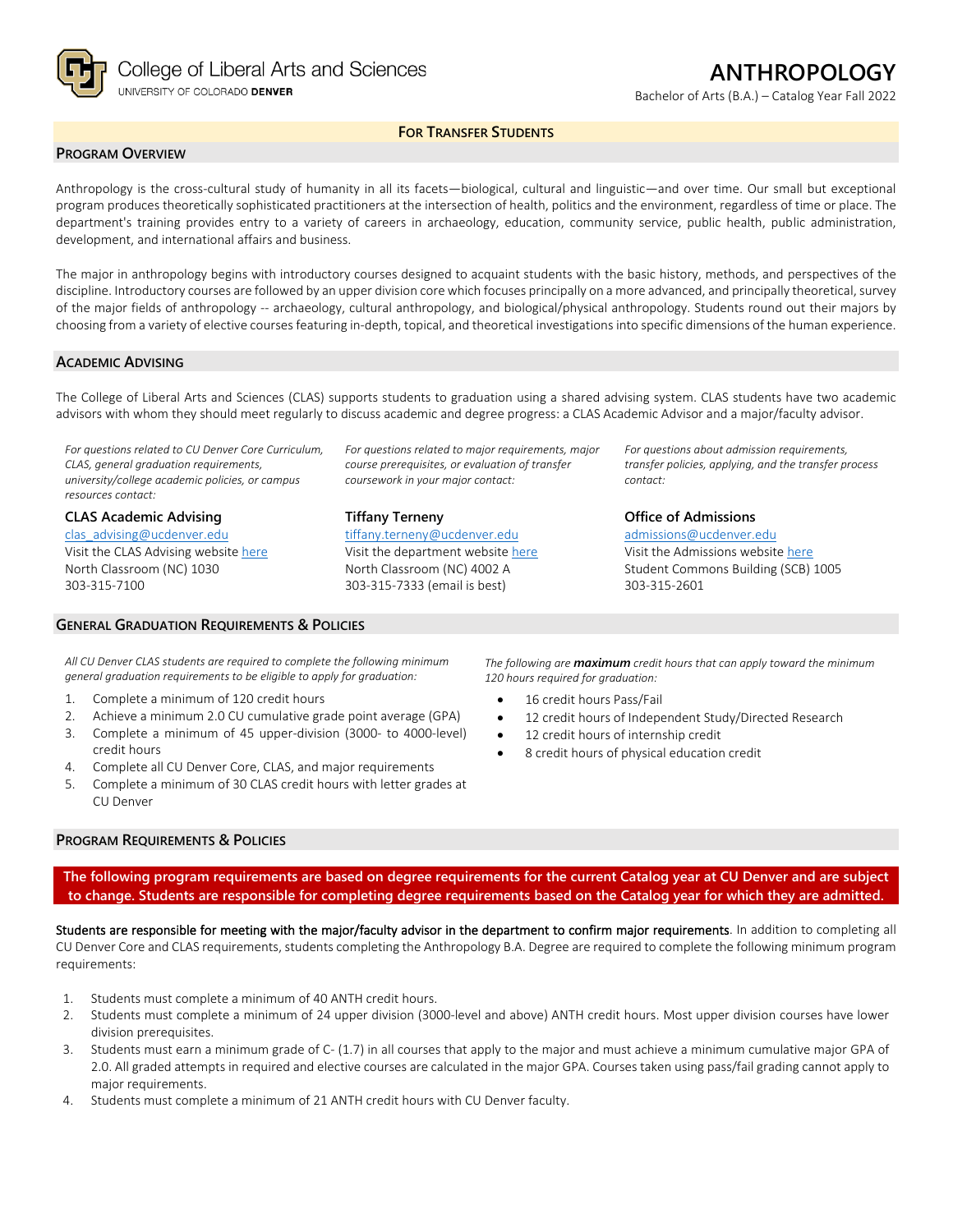College of Liberal Arts and Sciences
UNIVERSITY OF COLORADO **DENVER**

# ANTHROPOLOGY

Bachelor of Arts (B.A.) – Catalog Year Fall 2022

**FOR TRANSFER STUDENTS**

## PROGRAM OVERVIEW

Anthropology is the cross-cultural study of humanity in all its facets—biological, cultural and linguistic—and over time. Our small but exceptional program produces theoretically sophisticated practitioners at the intersection of health, politics and the environment, regardless of time or place. The department's training provides entry to a variety of careers in archaeology, education, community service, public health, public administration, development, and international affairs and business.

The major in anthropology begins with introductory courses designed to acquaint students with the basic history, methods, and perspectives of the discipline. Introductory courses are followed by an upper division core which focuses principally on a more advanced, and principally theoretical, survey of the major fields of anthropology -- archaeology, cultural anthropology, and biological/physical anthropology. Students round out their majors by choosing from a variety of elective courses featuring in-depth, topical, and theoretical investigations into specific dimensions of the human experience.

## ACADEMIC ADVISING

The College of Liberal Arts and Sciences (CLAS) supports students to graduation using a shared advising system. CLAS students have two academic advisors with whom they should meet regularly to discuss academic and degree progress: a CLAS Academic Advisor and a major/faculty advisor.

*For questions related to CU Denver Core Curriculum, CLAS, general graduation requirements, university/college academic policies, or campus resources contact:*

**CLAS Academic Advising**
clas_advising@ucdenver.edu
Visit the CLAS Advising website here
North Classroom (NC) 1030
303-315-7100

*For questions related to major requirements, major course prerequisites, or evaluation of transfer coursework in your major contact:*

**Tiffany Terneny**
tiffany.terneny@ucdenver.edu
Visit the department website here
North Classroom (NC) 4002 A
303-315-7333 (email is best)

*For questions about admission requirements, transfer policies, applying, and the transfer process contact:*

**Office of Admissions**
admissions@ucdenver.edu
Visit the Admissions website here
Student Commons Building (SCB) 1005
303-315-2601

## GENERAL GRADUATION REQUIREMENTS & POLICIES

*All CU Denver CLAS students are required to complete the following minimum general graduation requirements to be eligible to apply for graduation:*

1. Complete a minimum of 120 credit hours
2. Achieve a minimum 2.0 CU cumulative grade point average (GPA)
3. Complete a minimum of 45 upper-division (3000- to 4000-level) credit hours
4. Complete all CU Denver Core, CLAS, and major requirements
5. Complete a minimum of 30 CLAS credit hours with letter grades at CU Denver

*The following are **maximum** credit hours that can apply toward the minimum 120 hours required for graduation:*

- 16 credit hours Pass/Fail
- 12 credit hours of Independent Study/Directed Research
- 12 credit hours of internship credit
- 8 credit hours of physical education credit

## PROGRAM REQUIREMENTS & POLICIES

**The following program requirements are based on degree requirements for the current Catalog year at CU Denver and are subject to change. Students are responsible for completing degree requirements based on the Catalog year for which they are admitted.**

Students are responsible for meeting with the major/faculty advisor in the department to confirm major requirements. In addition to completing all CU Denver Core and CLAS requirements, students completing the Anthropology B.A. Degree are required to complete the following minimum program requirements:

1. Students must complete a minimum of 40 ANTH credit hours.
2. Students must complete a minimum of 24 upper division (3000-level and above) ANTH credit hours. Most upper division courses have lower division prerequisites.
3. Students must earn a minimum grade of C- (1.7) in all courses that apply to the major and must achieve a minimum cumulative major GPA of 2.0. All graded attempts in required and elective courses are calculated in the major GPA. Courses taken using pass/fail grading cannot apply to major requirements.
4. Students must complete a minimum of 21 ANTH credit hours with CU Denver faculty.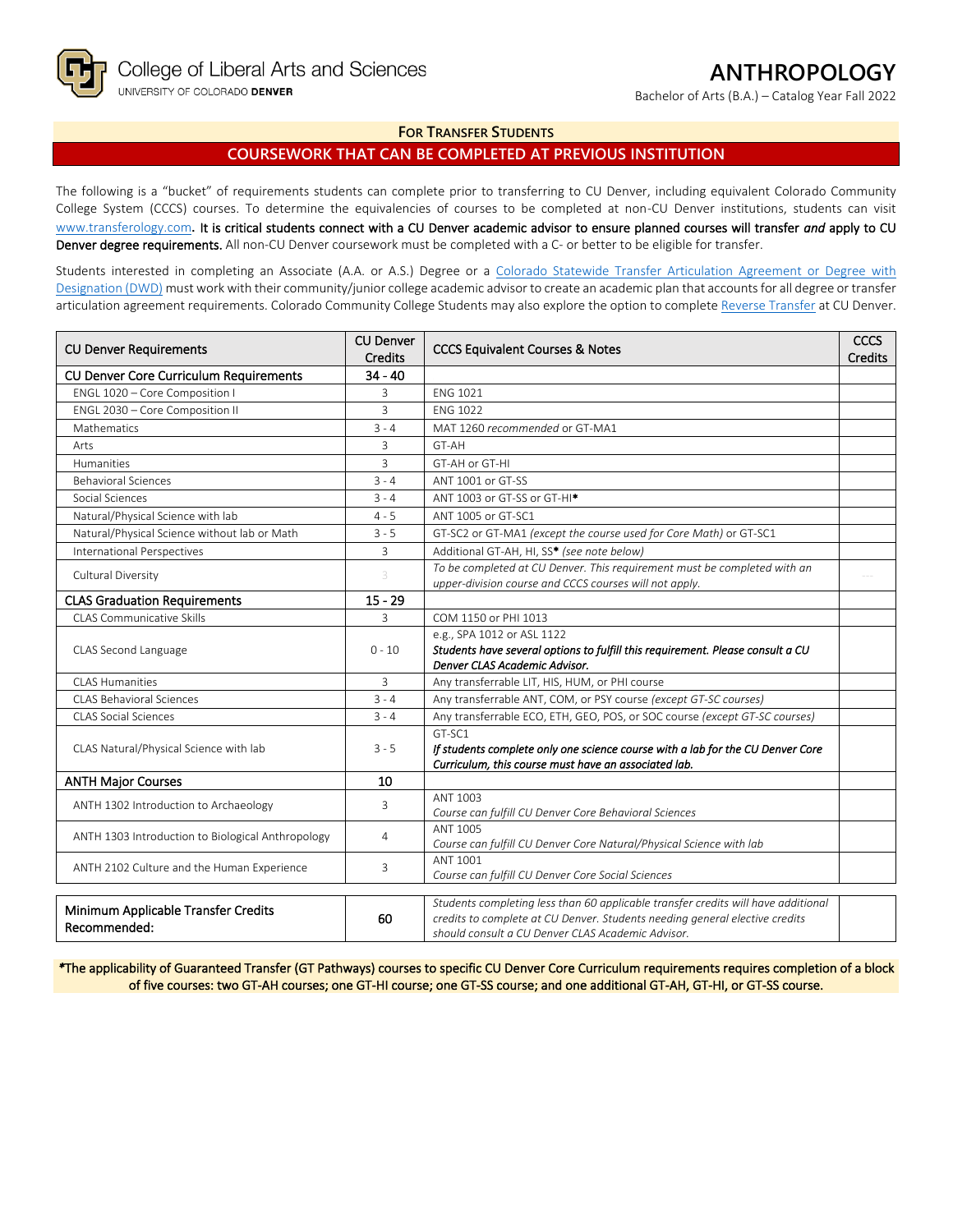College of Liberal Arts and Sciences
UNIVERSITY OF COLORADO DENVER

# ANTHROPOLOGY

Bachelor of Arts (B.A.) – Catalog Year Fall 2022

## FOR TRANSFER STUDENTS

## COURSEWORK THAT CAN BE COMPLETED AT PREVIOUS INSTITUTION

The following is a "bucket" of requirements students can complete prior to transferring to CU Denver, including equivalent Colorado Community College System (CCCS) courses. To determine the equivalencies of courses to be completed at non-CU Denver institutions, students can visit www.transferology.com. **It is critical students connect with a CU Denver academic advisor to ensure planned courses will transfer *and* apply to CU Denver degree requirements.** All non-CU Denver coursework must be completed with a C- or better to be eligible for transfer.

Students interested in completing an Associate (A.A. or A.S.) Degree or a Colorado Statewide Transfer Articulation Agreement or Degree with Designation (DWD) must work with their community/junior college academic advisor to create an academic plan that accounts for all degree or transfer articulation agreement requirements. Colorado Community College Students may also explore the option to complete Reverse Transfer at CU Denver.

| CU Denver Requirements | CU Denver Credits | CCCS Equivalent Courses & Notes | CCCS Credits |
|---|---|---|---|
| **CU Denver Core Curriculum Requirements** | **34 - 40** | | |
| ENGL 1020 – Core Composition I | 3 | ENG 1021 | |
| ENGL 2030 – Core Composition II | 3 | ENG 1022 | |
| Mathematics | 3 - 4 | MAT 1260 *recommended* or GT-MA1 | |
| Arts | 3 | GT-AH | |
| Humanities | 3 | GT-AH or GT-HI | |
| Behavioral Sciences | 3 - 4 | ANT 1001 or GT-SS | |
| Social Sciences | 3 - 4 | ANT 1003 or GT-SS or GT-HI* | |
| Natural/Physical Science with lab | 4 - 5 | ANT 1005 or GT-SC1 | |
| Natural/Physical Science without lab or Math | 3 - 5 | GT-SC2 or GT-MA1 *(except the course used for Core Math)* or GT-SC1 | |
| International Perspectives | 3 | Additional GT-AH, HI, SS* *(see note below)* | |
| Cultural Diversity | 3 | *To be completed at CU Denver. This requirement must be completed with an upper-division course and CCCS courses will not apply.* | --- |
| **CLAS Graduation Requirements** | **15 - 29** | | |
| CLAS Communicative Skills | 3 | COM 1150 or PHI 1013 | |
| CLAS Second Language | 0 - 10 | e.g., SPA 1012 or ASL 1122 ***Students have several options to fulfill this requirement. Please consult a CU Denver CLAS Academic Advisor.*** | |
| CLAS Humanities | 3 | Any transferrable LIT, HIS, HUM, or PHI course | |
| CLAS Behavioral Sciences | 3 - 4 | Any transferrable ANT, COM, or PSY course *(except GT-SC courses)* | |
| CLAS Social Sciences | 3 - 4 | Any transferrable ECO, ETH, GEO, POS, or SOC course *(except GT-SC courses)* | |
| CLAS Natural/Physical Science with lab | 3 - 5 | GT-SC1 ***If students complete only one science course with a lab for the CU Denver Core Curriculum, this course must have an associated lab.*** | |
| **ANTH Major Courses** | **10** | | |
| ANTH 1302 Introduction to Archaeology | 3 | ANT 1003 *Course can fulfill CU Denver Core Behavioral Sciences* | |
| ANTH 1303 Introduction to Biological Anthropology | 4 | ANT 1005 *Course can fulfill CU Denver Core Natural/Physical Science with lab* | |
| ANTH 2102 Culture and the Human Experience | 3 | ANT 1001 *Course can fulfill CU Denver Core Social Sciences* | |

| Minimum Applicable Transfer Credits Recommended: | 60 | *Students completing less than 60 applicable transfer credits will have additional credits to complete at CU Denver. Students needing general elective credits should consult a CU Denver CLAS Academic Advisor.* | |
|---|---|---|---|

*The applicability of Guaranteed Transfer (GT Pathways) courses to specific CU Denver Core Curriculum requirements requires completion of a block of five courses: two GT-AH courses; one GT-HI course; one GT-SS course; and one additional GT-AH, GT-HI, or GT-SS course.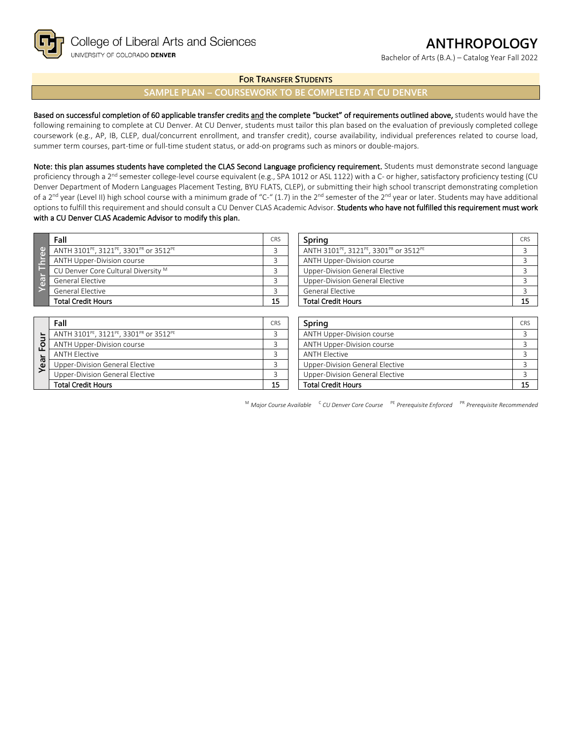College of Liberal Arts and Sciences
UNIVERSITY OF COLORADO **DENVER**

# ANTHROPOLOGY

Bachelor of Arts (B.A.) – Catalog Year Fall 2022

## FOR TRANSFER STUDENTS

## SAMPLE PLAN – COURSEWORK TO BE COMPLETED AT CU DENVER

**Based on successful completion of 60 applicable transfer credits and the complete "bucket" of requirements outlined above,** students would have the following remaining to complete at CU Denver. At CU Denver, students must tailor this plan based on the evaluation of previously completed college coursework (e.g., AP, IB, CLEP, dual/concurrent enrollment, and transfer credit), course availability, individual preferences related to course load, summer term courses, part-time or full-time student status, or add-on programs such as minors or double-majors.

**Note: this plan assumes students have completed the CLAS Second Language proficiency requirement.** Students must demonstrate second language proficiency through a 2nd semester college-level course equivalent (e.g., SPA 1012 or ASL 1122) with a C- or higher, satisfactory proficiency testing (CU Denver Department of Modern Languages Placement Testing, BYU FLATS, CLEP), or submitting their high school transcript demonstrating completion of a 2nd year (Level II) high school course with a minimum grade of "C-" (1.7) in the 2nd semester of the 2nd year or later. Students may have additional options to fulfill this requirement and should consult a CU Denver CLAS Academic Advisor. **Students who have not fulfilled this requirement must work with a CU Denver CLAS Academic Advisor to modify this plan.**

### Year Three

| Fall | CRS |
|---|---|
| ANTH 3101 PE, 3121 PE, 3301 PR or 3512 PE | 3 |
| ANTH Upper-Division course | 3 |
| CU Denver Core Cultural Diversity M | 3 |
| General Elective | 3 |
| General Elective | 3 |
| **Total Credit Hours** | **15** |

| Spring | CRS |
|---|---|
| ANTH 3101 PE, 3121 PE, 3301 PR or 3512 PE | 3 |
| ANTH Upper-Division course | 3 |
| Upper-Division General Elective | 3 |
| Upper-Division General Elective | 3 |
| General Elective | 3 |
| **Total Credit Hours** | **15** |

### Year Four

| Fall | CRS |
|---|---|
| ANTH 3101 PE, 3121 PE, 3301 PR or 3512 PE | 3 |
| ANTH Upper-Division course | 3 |
| ANTH Elective | 3 |
| Upper-Division General Elective | 3 |
| Upper-Division General Elective | 3 |
| **Total Credit Hours** | **15** |

| Spring | CRS |
|---|---|
| ANTH Upper-Division course | 3 |
| ANTH Upper-Division course | 3 |
| ANTH Elective | 3 |
| Upper-Division General Elective | 3 |
| Upper-Division General Elective | 3 |
| **Total Credit Hours** | **15** |

*M Major Course Available    C CU Denver Core Course    PE Prerequisite Enforced    PR Prerequisite Recommended*